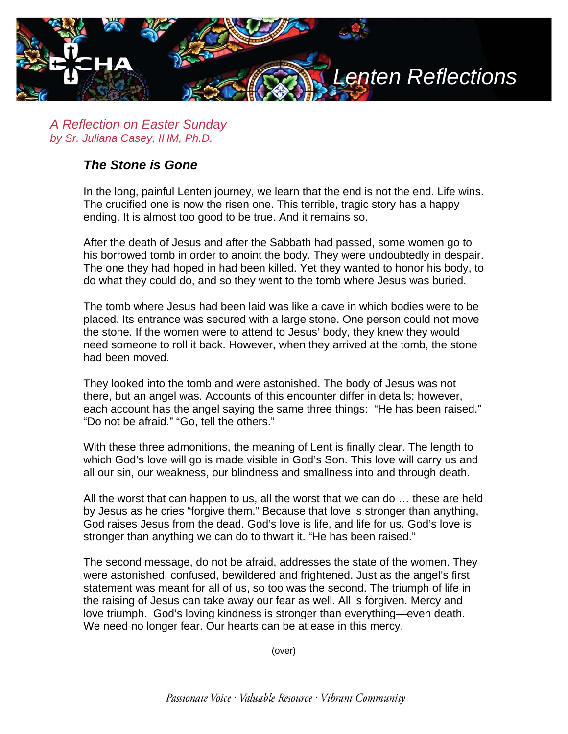# Lenten Reflections

*A Reflection on Easter Sunday*
*by Sr. Juliana Casey, IHM, Ph.D.*

## *The Stone is Gone*

In the long, painful Lenten journey, we learn that the end is not the end. Life wins. The crucified one is now the risen one. This terrible, tragic story has a happy ending. It is almost too good to be true. And it remains so.

After the death of Jesus and after the Sabbath had passed, some women go to his borrowed tomb in order to anoint the body. They were undoubtedly in despair. The one they had hoped in had been killed. Yet they wanted to honor his body, to do what they could do, and so they went to the tomb where Jesus was buried.

The tomb where Jesus had been laid was like a cave in which bodies were to be placed. Its entrance was secured with a large stone. One person could not move the stone. If the women were to attend to Jesus' body, they knew they would need someone to roll it back. However, when they arrived at the tomb, the stone had been moved.

They looked into the tomb and were astonished. The body of Jesus was not there, but an angel was. Accounts of this encounter differ in details; however, each account has the angel saying the same three things: "He has been raised." "Do not be afraid." "Go, tell the others."

With these three admonitions, the meaning of Lent is finally clear. The length to which God's love will go is made visible in God's Son. This love will carry us and all our sin, our weakness, our blindness and smallness into and through death.

All the worst that can happen to us, all the worst that we can do … these are held by Jesus as he cries "forgive them." Because that love is stronger than anything, God raises Jesus from the dead. God's love is life, and life for us. God's love is stronger than anything we can do to thwart it. "He has been raised."

The second message, do not be afraid, addresses the state of the women. They were astonished, confused, bewildered and frightened. Just as the angel's first statement was meant for all of us, so too was the second. The triumph of life in the raising of Jesus can take away our fear as well. All is forgiven. Mercy and love triumph. God's loving kindness is stronger than everything—even death. We need no longer fear. Our hearts can be at ease in this mercy.

(over)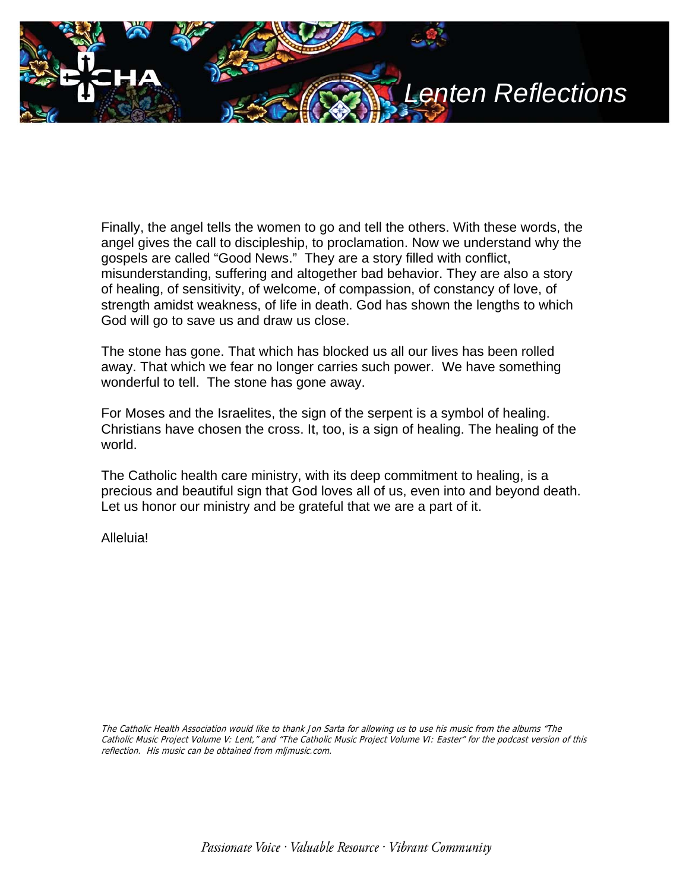Finally, the angel tells the women to go and tell the others. With these words, the angel gives the call to discipleship, to proclamation. Now we understand why the gospels are called "Good News." They are a story filled with conflict, misunderstanding, suffering and altogether bad behavior. They are also a story of healing, of sensitivity, of welcome, of compassion, of constancy of love, of strength amidst weakness, of life in death. God has shown the lengths to which God will go to save us and draw us close.

The stone has gone. That which has blocked us all our lives has been rolled away. That which we fear no longer carries such power. We have something wonderful to tell. The stone has gone away.

For Moses and the Israelites, the sign of the serpent is a symbol of healing. Christians have chosen the cross. It, too, is a sign of healing. The healing of the world.

The Catholic health care ministry, with its deep commitment to healing, is a precious and beautiful sign that God loves all of us, even into and beyond death. Let us honor our ministry and be grateful that we are a part of it.

Alleluia!

*The Catholic Health Association would like to thank Jon Sarta for allowing us to use his music from the albums "The Catholic Music Project Volume V: Lent," and "The Catholic Music Project Volume VI: Easter" for the podcast version of this reflection. His music can be obtained from mljmusic.com.*